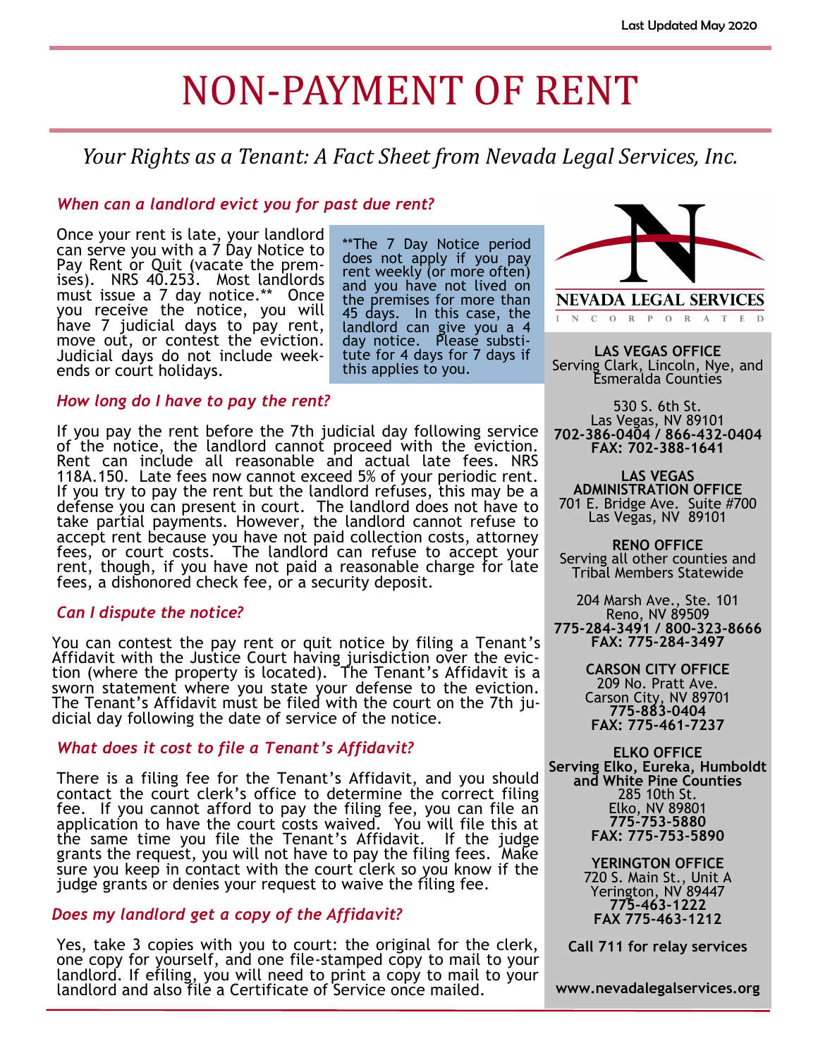Last Updated May 2020

# NON-PAYMENT OF RENT

*Your Rights as a Tenant: A Fact Sheet from Nevada Legal Services, Inc.*

### *When can a landlord evict you for past due rent?*

Once your rent is late, your landlord can serve you with a 7 Day Notice to Pay Rent or Quit (vacate the premises). NRS 40.253. Most landlords must issue a 7 day notice.** Once you receive the notice, you will have 7 judicial days to pay rent, move out, or contest the eviction. Judicial days do not include weekends or court holidays.

**The 7 Day Notice period does not apply if you pay rent weekly (or more often) and you have not lived on the premises for more than 45 days. In this case, the landlord can give you a 4 day notice. Please substitute for 4 days for 7 days if this applies to you.

### *How long do I have to pay the rent?*

If you pay the rent before the 7th judicial day following service of the notice, the landlord cannot proceed with the eviction. Rent can include all reasonable and actual late fees. NRS 118A.150. Late fees now cannot exceed 5% of your periodic rent. If you try to pay the rent but the landlord refuses, this may be a defense you can present in court. The landlord does not have to take partial payments. However, the landlord cannot refuse to accept rent because you have not paid collection costs, attorney fees, or court costs. The landlord can refuse to accept your rent, though, if you have not paid a reasonable charge for late fees, a dishonored check fee, or a security deposit.

### *Can I dispute the notice?*

You can contest the pay rent or quit notice by filing a Tenant's Affidavit with the Justice Court having jurisdiction over the eviction (where the property is located). The Tenant's Affidavit is a sworn statement where you state your defense to the eviction. The Tenant's Affidavit must be filed with the court on the 7th judicial day following the date of service of the notice.

### *What does it cost to file a Tenant's Affidavit?*

There is a filing fee for the Tenant's Affidavit, and you should contact the court clerk's office to determine the correct filing fee. If you cannot afford to pay the filing fee, you can file an application to have the court costs waived. You will file this at the same time you file the Tenant's Affidavit. If the judge grants the request, you will not have to pay the filing fees. Make sure you keep in contact with the court clerk so you know if the judge grants or denies your request to waive the filing fee.

### *Does my landlord get a copy of the Affidavit?*

Yes, take 3 copies with you to court: the original for the clerk, one copy for yourself, and one file-stamped copy to mail to your landlord. If efiling, you will need to print a copy to mail to your landlord and also file a Certificate of Service once mailed.

---

**NEVADA LEGAL SERVICES**
INCORPORATED

**LAS VEGAS OFFICE**
Serving Clark, Lincoln, Nye, and Esmeralda Counties

530 S. 6th St.
Las Vegas, NV 89101
**702-386-0404 / 866-432-0404**
**FAX: 702-388-1641**

**LAS VEGAS ADMINISTRATION OFFICE**
701 E. Bridge Ave. Suite #700
Las Vegas, NV 89101

**RENO OFFICE**
Serving all other counties and Tribal Members Statewide

204 Marsh Ave., Ste. 101
Reno, NV 89509
**775-284-3491 / 800-323-8666**
**FAX: 775-284-3497**

**CARSON CITY OFFICE**
209 No. Pratt Ave.
Carson City, NV 89701
**775-883-0404**
**FAX: 775-461-7237**

**ELKO OFFICE**
**Serving Elko, Eureka, Humboldt and White Pine Counties**
285 10th St.
Elko, NV 89801
**775-753-5880**
**FAX: 775-753-5890**

**YERINGTON OFFICE**
720 S. Main St., Unit A
Yerington, NV 89447
**775-463-1222**
**FAX 775-463-1212**

**Call 711 for relay services**

**www.nevadalegalservices.org**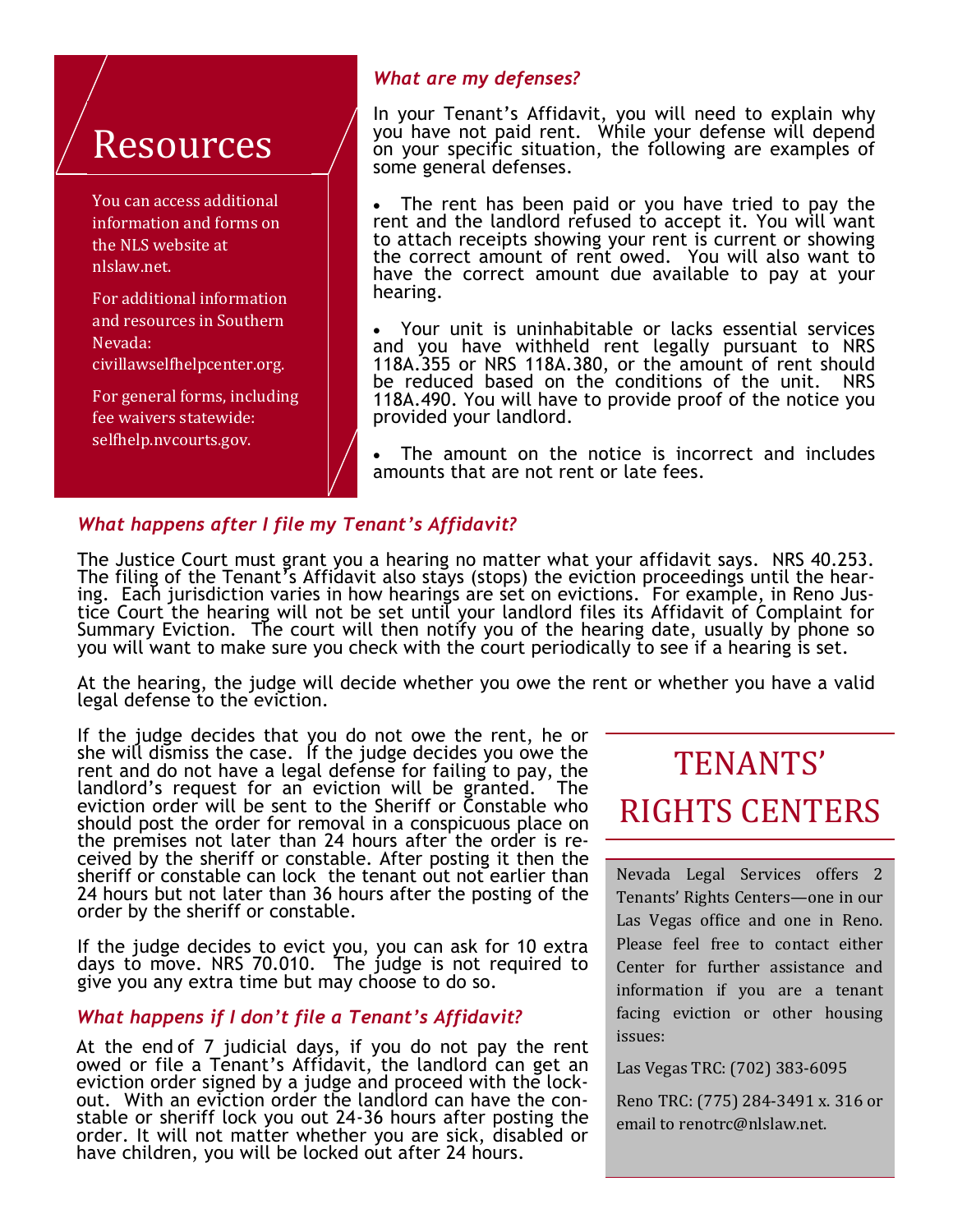## Resources

You can access additional information and forms on the NLS website at nlslaw.net.

For additional information and resources in Southern Nevada: civillawselfhelpcenter.org.

For general forms, including fee waivers statewide: selfhelp.nvcourts.gov.

### *What are my defenses?*

In your Tenant's Affidavit, you will need to explain why you have not paid rent. While your defense will depend on your specific situation, the following are examples of some general defenses.

- The rent has been paid or you have tried to pay the rent and the landlord refused to accept it. You will want to attach receipts showing your rent is current or showing the correct amount of rent owed. You will also want to have the correct amount due available to pay at your hearing.
- Your unit is uninhabitable or lacks essential services and you have withheld rent legally pursuant to NRS 118A.355 or NRS 118A.380, or the amount of rent should be reduced based on the conditions of the unit. NRS 118A.490. You will have to provide proof of the notice you provided your landlord.
- The amount on the notice is incorrect and includes amounts that are not rent or late fees.

### *What happens after I file my Tenant's Affidavit?*

The Justice Court must grant you a hearing no matter what your affidavit says. NRS 40.253. The filing of the Tenant's Affidavit also stays (stops) the eviction proceedings until the hearing. Each jurisdiction varies in how hearings are set on evictions. For example, in Reno Justice Court the hearing will not be set until your landlord files its Affidavit of Complaint for Summary Eviction. The court will then notify you of the hearing date, usually by phone so you will want to make sure you check with the court periodically to see if a hearing is set.

At the hearing, the judge will decide whether you owe the rent or whether you have a valid legal defense to the eviction.

If the judge decides that you do not owe the rent, he or she will dismiss the case. If the judge decides you owe the rent and do not have a legal defense for failing to pay, the landlord's request for an eviction will be granted. The eviction order will be sent to the Sheriff or Constable who should post the order for removal in a conspicuous place on the premises not later than 24 hours after the order is received by the sheriff or constable. After posting it then the sheriff or constable can lock the tenant out not earlier than 24 hours but not later than 36 hours after the posting of the order by the sheriff or constable.

If the judge decides to evict you, you can ask for 10 extra days to move. NRS 70.010. The judge is not required to give you any extra time but may choose to do so.

### *What happens if I don't file a Tenant's Affidavit?*

At the end of 7 judicial days, if you do not pay the rent owed or file a Tenant's Affidavit, the landlord can get an eviction order signed by a judge and proceed with the lockout. With an eviction order the landlord can have the constable or sheriff lock you out 24-36 hours after posting the order. It will not matter whether you are sick, disabled or have children, you will be locked out after 24 hours.

## TENANTS' RIGHTS CENTERS

Nevada Legal Services offers 2 Tenants' Rights Centers—one in our Las Vegas office and one in Reno. Please feel free to contact either Center for further assistance and information if you are a tenant facing eviction or other housing issues:

Las Vegas TRC: (702) 383-6095

Reno TRC: (775) 284-3491 x. 316 or email to renotrc@nlslaw.net.